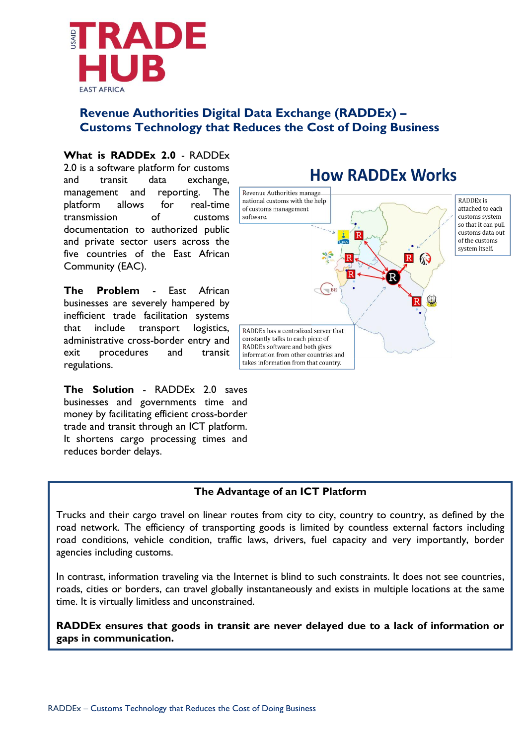# Revenue Authorities Digital Data Exchange (RADDEx) – Customs Technology that Reduces the Cost of Doing Business

**What is RADDEx 2.0** - RADDEx 2.0 is a software platform for customs and transit data exchange, management and reporting. The platform allows for real-time transmission of customs documentation to authorized public and private sector users across the five countries of the East African Community (EAC).

**The Problem** - East African businesses are severely hampered by inefficient trade facilitation systems that include transport logistics, administrative cross-border entry and exit procedures and transit regulations.

**The Solution** - RADDEx 2.0 saves businesses and governments time and money by facilitating efficient cross-border trade and transit through an ICT platform. It shortens cargo processing times and reduces border delays.

## How RADDEx Works

Revenue Authorities manage national customs with the help of customs management software.

RADDEx is attached to each customs system so that it can pull customs data out of the customs system itself.

RADDEx has a centralized server that constantly talks to each piece of RADDEx software and both gives information from other countries and takes information from that country.

### The Advantage of an ICT Platform

Trucks and their cargo travel on linear routes from city to city, country to country, as defined by the road network. The efficiency of transporting goods is limited by countless external factors including road conditions, vehicle condition, traffic laws, drivers, fuel capacity and very importantly, border agencies including customs.

In contrast, information traveling via the Internet is blind to such constraints. It does not see countries, roads, cities or borders, can travel globally instantaneously and exists in multiple locations at the same time. It is virtually limitless and unconstrained.

**RADDEx ensures that goods in transit are never delayed due to a lack of information or gaps in communication.**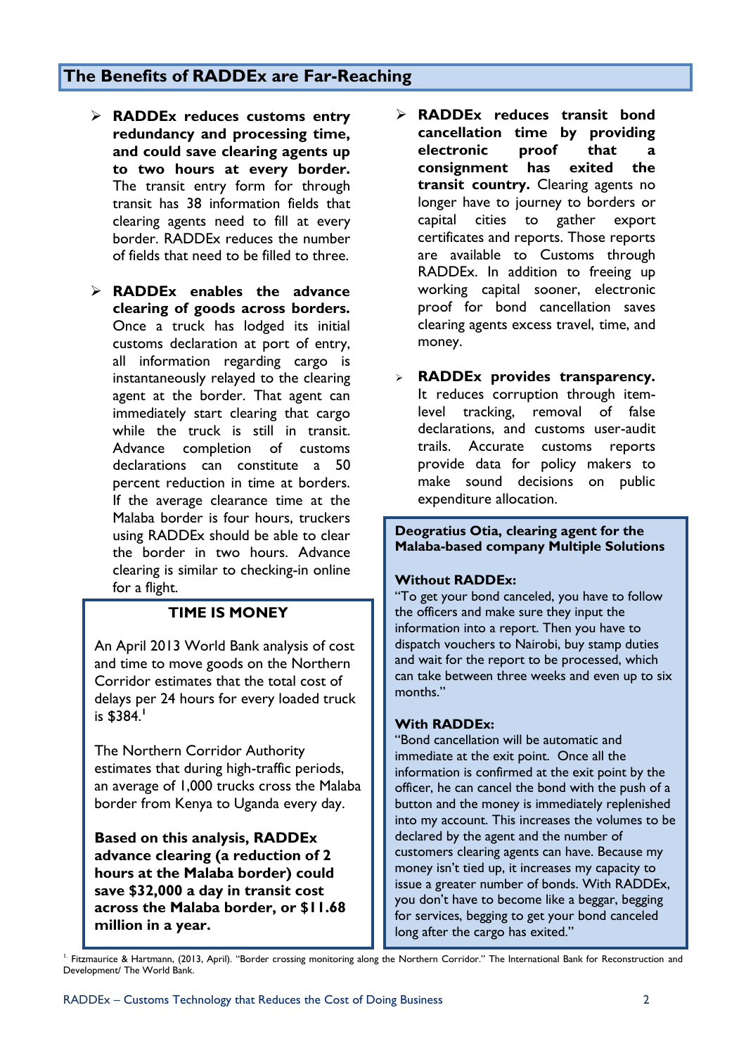## The Benefits of RADDEx are Far-Reaching

- **RADDEx reduces customs entry redundancy and processing time, and could save clearing agents up to two hours at every border.** The transit entry form for through transit has 38 information fields that clearing agents need to fill at every border. RADDEx reduces the number of fields that need to be filled to three.

- **RADDEx enables the advance clearing of goods across borders.** Once a truck has lodged its initial customs declaration at port of entry, all information regarding cargo is instantaneously relayed to the clearing agent at the border. That agent can immediately start clearing that cargo while the truck is still in transit. Advance completion of customs declarations can constitute a 50 percent reduction in time at borders. If the average clearance time at the Malaba border is four hours, truckers using RADDEx should be able to clear the border in two hours. Advance clearing is similar to checking-in online for a flight.

### TIME IS MONEY

An April 2013 World Bank analysis of cost and time to move goods on the Northern Corridor estimates that the total cost of delays per 24 hours for every loaded truck is $384.[1]

The Northern Corridor Authority estimates that during high-traffic periods, an average of 1,000 trucks cross the Malaba border from Kenya to Uganda every day.

**Based on this analysis, RADDEx advance clearing (a reduction of 2 hours at the Malaba border) could save $32,000 a day in transit cost across the Malaba border, or $11.68 million in a year.**

- **RADDEx reduces transit bond cancellation time by providing electronic proof that a consignment has exited the transit country.** Clearing agents no longer have to journey to borders or capital cities to gather export certificates and reports. Those reports are available to Customs through RADDEx. In addition to freeing up working capital sooner, electronic proof for bond cancellation saves clearing agents excess travel, time, and money.

- **RADDEx provides transparency.** It reduces corruption through item-level tracking, removal of false declarations, and customs user-audit trails. Accurate customs reports provide data for policy makers to make sound decisions on public expenditure allocation.

**Deogratius Otia, clearing agent for the Malaba-based company Multiple Solutions**

**Without RADDEx:**
"To get your bond canceled, you have to follow the officers and make sure they input the information into a report. Then you have to dispatch vouchers to Nairobi, buy stamp duties and wait for the report to be processed, which can take between three weeks and even up to six months."

**With RADDEx:**
"Bond cancellation will be automatic and immediate at the exit point. Once all the information is confirmed at the exit point by the officer, he can cancel the bond with the push of a button and the money is immediately replenished into my account. This increases the volumes to be declared by the agent and the number of customers clearing agents can have. Because my money isn't tied up, it increases my capacity to issue a greater number of bonds. With RADDEx, you don't have to become like a beggar, begging for services, begging to get your bond canceled long after the cargo has exited."

[1] Fitzmaurice & Hartmann, (2013, April). "Border crossing monitoring along the Northern Corridor." The International Bank for Reconstruction and Development/ The World Bank.